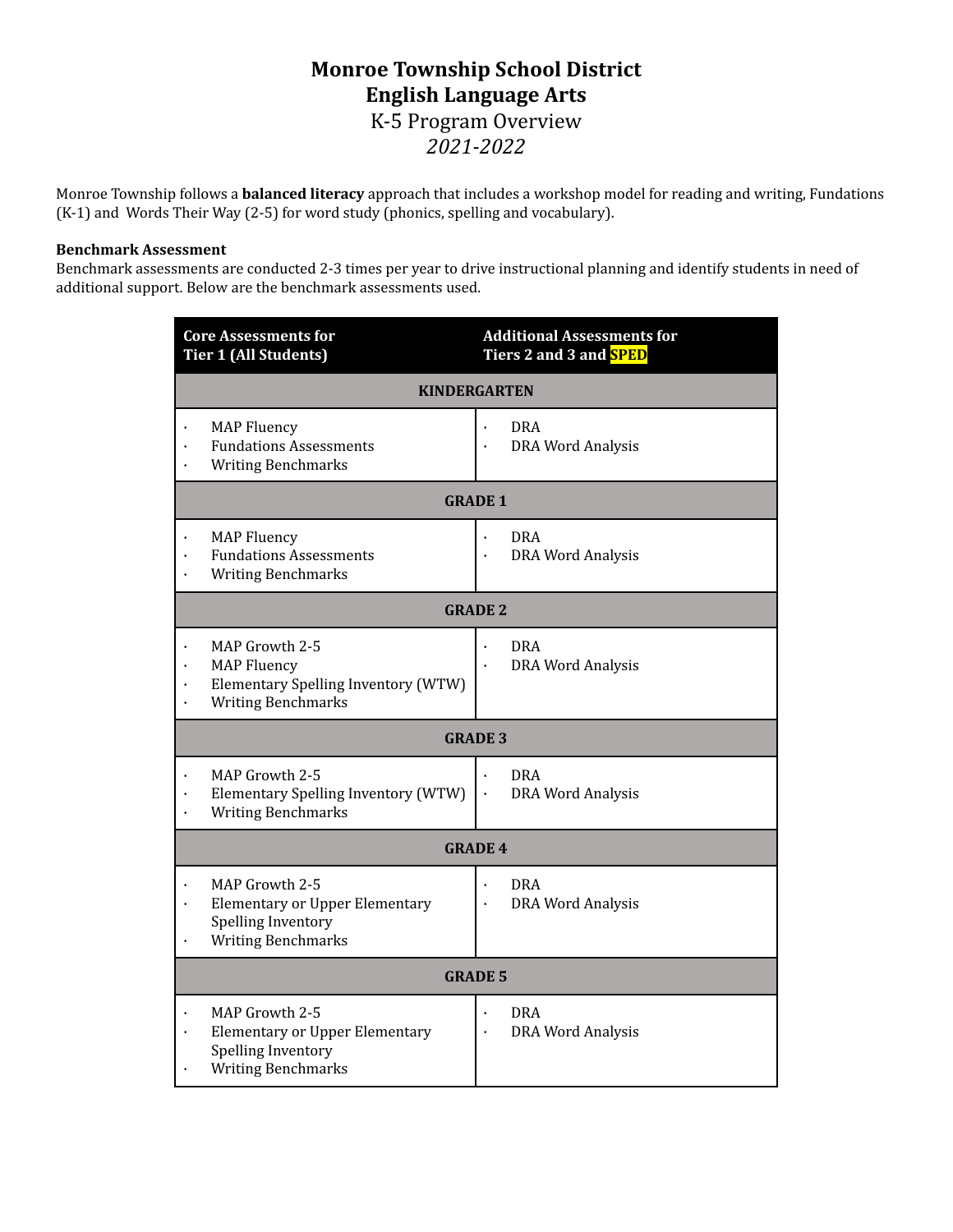# Monroe Township School District
# English Language Arts
## K-5 Program Overview
*2021-2022*

Monroe Township follows a **balanced literacy** approach that includes a workshop model for reading and writing, Fundations (K-1) and Words Their Way (2-5) for word study (phonics, spelling and vocabulary).

**Benchmark Assessment**
Benchmark assessments are conducted 2-3 times per year to drive instructional planning and identify students in need of additional support. Below are the benchmark assessments used.

| Core Assessments for Tier 1 (All Students) | Additional Assessments for Tiers 2 and 3 and SPED |
|---|---|
| **KINDERGARTEN** | |
| • MAP Fluency<br>• Fundations Assessments<br>• Writing Benchmarks | • DRA<br>• DRA Word Analysis |
| **GRADE 1** | |
| • MAP Fluency<br>• Fundations Assessments<br>• Writing Benchmarks | • DRA<br>• DRA Word Analysis |
| **GRADE 2** | |
| • MAP Growth 2-5<br>• MAP Fluency<br>• Elementary Spelling Inventory (WTW)<br>• Writing Benchmarks | • DRA<br>• DRA Word Analysis |
| **GRADE 3** | |
| • MAP Growth 2-5<br>• Elementary Spelling Inventory (WTW)<br>• Writing Benchmarks | • DRA<br>• DRA Word Analysis |
| **GRADE 4** | |
| • MAP Growth 2-5<br>• Elementary or Upper Elementary Spelling Inventory<br>• Writing Benchmarks | • DRA<br>• DRA Word Analysis |
| **GRADE 5** | |
| • MAP Growth 2-5<br>• Elementary or Upper Elementary Spelling Inventory<br>• Writing Benchmarks | • DRA<br>• DRA Word Analysis |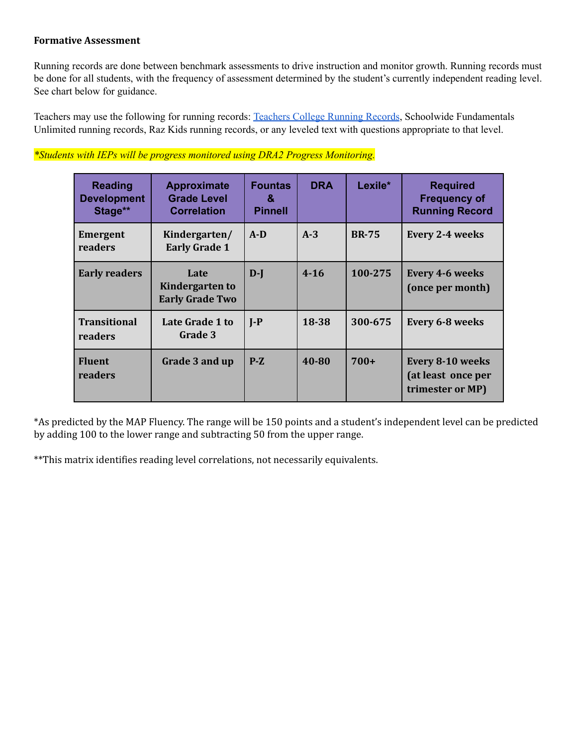**Formative Assessment**

Running records are done between benchmark assessments to drive instruction and monitor growth. Running records must be done for all students, with the frequency of assessment determined by the student's currently independent reading level. See chart below for guidance.

Teachers may use the following for running records: Teachers College Running Records, Schoolwide Fundamentals Unlimited running records, Raz Kids running records, or any leveled text with questions appropriate to that level.

*\*Students with IEPs will be progress monitored using DRA2 Progress Monitoring.*

| Reading Development Stage** | Approximate Grade Level Correlation | Fountas & Pinnell | DRA | Lexile* | Required Frequency of Running Record |
|---|---|---|---|---|---|
| **Emergent readers** | **Kindergarten/ Early Grade 1** | **A-D** | **A-3** | **BR-75** | **Every 2-4 weeks** |
| **Early readers** | **Late Kindergarten to Early Grade Two** | **D-J** | **4-16** | **100-275** | **Every 4-6 weeks (once per month)** |
| **Transitional readers** | **Late Grade 1 to Grade 3** | **J-P** | **18-38** | **300-675** | **Every 6-8 weeks** |
| **Fluent readers** | **Grade 3 and up** | **P-Z** | **40-80** | **700+** | **Every 8-10 weeks (at least once per trimester or MP)** |

*As predicted by the MAP Fluency. The range will be 150 points and a student's independent level can be predicted by adding 100 to the lower range and subtracting 50 from the upper range.

**This matrix identifies reading level correlations, not necessarily equivalents.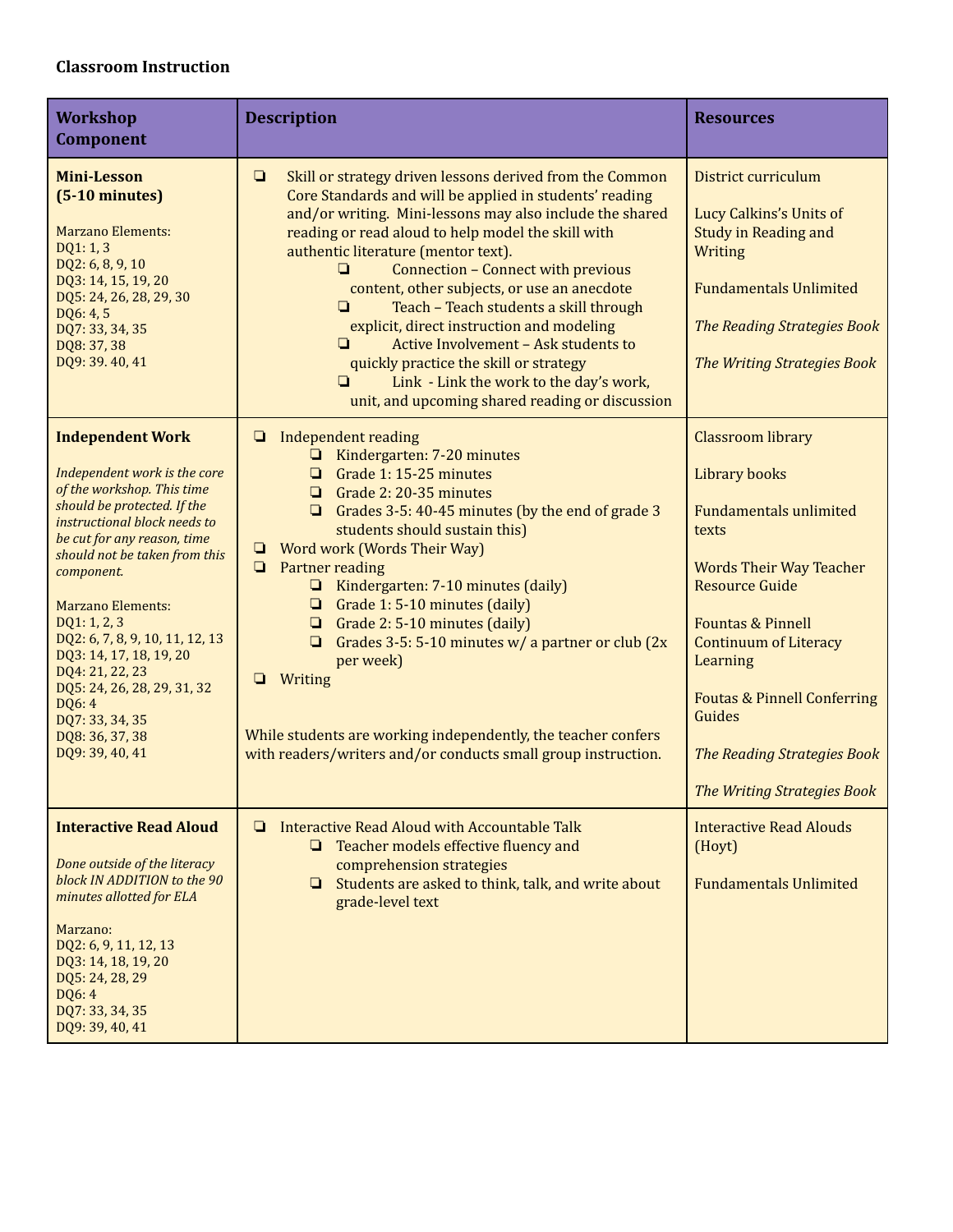**Classroom Instruction**

| Workshop Component | Description | Resources |
|---|---|---|
| **Mini-Lesson (5-10 minutes)**<br><br>Marzano Elements:<br>DQ1: 1, 3<br>DQ2: 6, 8, 9, 10<br>DQ3: 14, 15, 19, 20<br>DQ5: 24, 26, 28, 29, 30<br>DQ6: 4, 5<br>DQ7: 33, 34, 35<br>DQ8: 37, 38<br>DQ9: 39. 40, 41 | ❏ Skill or strategy driven lessons derived from the Common Core Standards and will be applied in students' reading and/or writing. Mini-lessons may also include the shared reading or read aloud to help model the skill with authentic literature (mentor text).<br>❏ Connection – Connect with previous content, other subjects, or use an anecdote<br>❏ Teach – Teach students a skill through explicit, direct instruction and modeling<br>❏ Active Involvement – Ask students to quickly practice the skill or strategy<br>❏ Link - Link the work to the day's work, unit, and upcoming shared reading or discussion | District curriculum<br><br>Lucy Calkins's Units of Study in Reading and Writing<br><br>Fundamentals Unlimited<br><br>*The Reading Strategies Book*<br><br>*The Writing Strategies Book* |
| **Independent Work**<br><br>*Independent work is the core of the workshop. This time should be protected. If the instructional block needs to be cut for any reason, time should not be taken from this component.*<br><br>Marzano Elements:<br>DQ1: 1, 2, 3<br>DQ2: 6, 7, 8, 9, 10, 11, 12, 13<br>DQ3: 14, 17, 18, 19, 20<br>DQ4: 21, 22, 23<br>DQ5: 24, 26, 28, 29, 31, 32<br>DQ6: 4<br>DQ7: 33, 34, 35<br>DQ8: 36, 37, 38<br>DQ9: 39, 40, 41 | ❏ Independent reading<br>❏ Kindergarten: 7-20 minutes<br>❏ Grade 1: 15-25 minutes<br>❏ Grade 2: 20-35 minutes<br>❏ Grades 3-5: 40-45 minutes (by the end of grade 3 students should sustain this)<br>❏ Word work (Words Their Way)<br>❏ Partner reading<br>❏ Kindergarten: 7-10 minutes (daily)<br>❏ Grade 1: 5-10 minutes (daily)<br>❏ Grade 2: 5-10 minutes (daily)<br>❏ Grades 3-5: 5-10 minutes w/ a partner or club (2x per week)<br>❏ Writing<br><br>While students are working independently, the teacher confers with readers/writers and/or conducts small group instruction. | Classroom library<br><br>Library books<br><br>Fundamentals unlimited texts<br><br>Words Their Way Teacher Resource Guide<br><br>Fountas & Pinnell Continuum of Literacy Learning<br><br>Foutas & Pinnell Conferring Guides<br><br>*The Reading Strategies Book*<br><br>*The Writing Strategies Book* |
| **Interactive Read Aloud**<br><br>*Done outside of the literacy block IN ADDITION to the 90 minutes allotted for ELA*<br><br>Marzano:<br>DQ2: 6, 9, 11, 12, 13<br>DQ3: 14, 18, 19, 20<br>DQ5: 24, 28, 29<br>DQ6: 4<br>DQ7: 33, 34, 35<br>DQ9: 39, 40, 41 | ❏ Interactive Read Aloud with Accountable Talk<br>❏ Teacher models effective fluency and comprehension strategies<br>❏ Students are asked to think, talk, and write about grade-level text | Interactive Read Alouds (Hoyt)<br><br>Fundamentals Unlimited |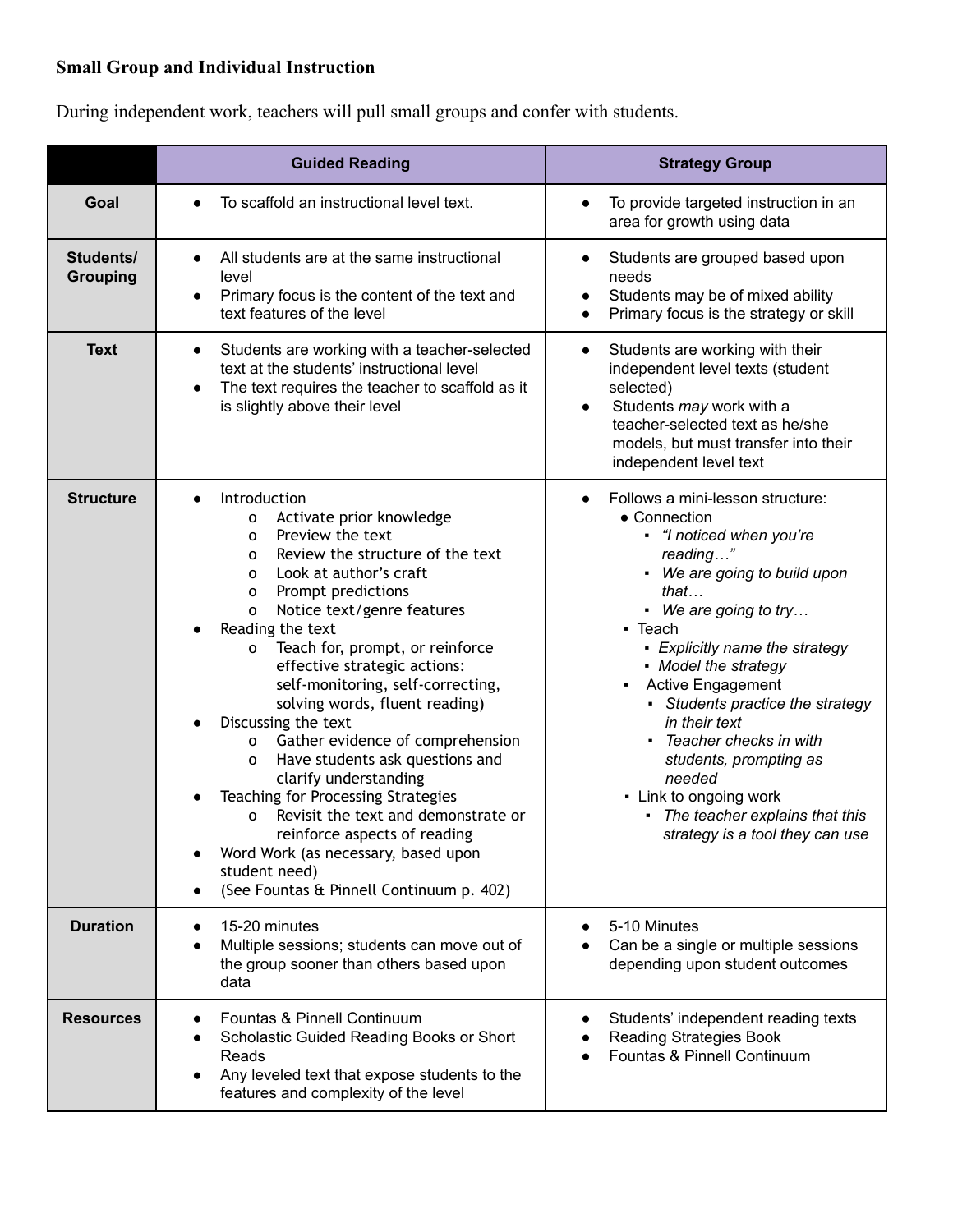**Small Group and Individual Instruction**

During independent work, teachers will pull small groups and confer with students.

| | Guided Reading | Strategy Group |
|---|---|---|
| **Goal** | • To scaffold an instructional level text. | • To provide targeted instruction in an area for growth using data |
| **Students/ Grouping** | • All students are at the same instructional level<br>• Primary focus is the content of the text and text features of the level | • Students are grouped based upon needs<br>• Students may be of mixed ability<br>• Primary focus is the strategy or skill |
| **Text** | • Students are working with a teacher-selected text at the students' instructional level<br>• The text requires the teacher to scaffold as it is slightly above their level | • Students are working with their independent level texts (student selected)<br>• Students *may* work with a teacher-selected text as he/she models, but must transfer into their independent level text |
| **Structure** | • Introduction<br>&nbsp;&nbsp;o Activate prior knowledge<br>&nbsp;&nbsp;o Preview the text<br>&nbsp;&nbsp;o Review the structure of the text<br>&nbsp;&nbsp;o Look at author's craft<br>&nbsp;&nbsp;o Prompt predictions<br>&nbsp;&nbsp;o Notice text/genre features<br>• Reading the text<br>&nbsp;&nbsp;o Teach for, prompt, or reinforce effective strategic actions: self-monitoring, self-correcting, solving words, fluent reading)<br>• Discussing the text<br>&nbsp;&nbsp;o Gather evidence of comprehension<br>&nbsp;&nbsp;o Have students ask questions and clarify understanding<br>• Teaching for Processing Strategies<br>&nbsp;&nbsp;o Revisit the text and demonstrate or reinforce aspects of reading<br>• Word Work (as necessary, based upon student need)<br>• (See Fountas & Pinnell Continuum p. 402) | • Follows a mini-lesson structure:<br>&nbsp;&nbsp;• Connection<br>&nbsp;&nbsp;&nbsp;&nbsp;▪ *"I noticed when you're reading…"*<br>&nbsp;&nbsp;&nbsp;&nbsp;▪ *We are going to build upon that…*<br>&nbsp;&nbsp;&nbsp;&nbsp;▪ *We are going to try…*<br>&nbsp;&nbsp;▪ Teach<br>&nbsp;&nbsp;&nbsp;&nbsp;▪ *Explicitly name the strategy*<br>&nbsp;&nbsp;&nbsp;&nbsp;▪ *Model the strategy*<br>&nbsp;&nbsp;▪ Active Engagement<br>&nbsp;&nbsp;&nbsp;&nbsp;▪ *Students practice the strategy in their text*<br>&nbsp;&nbsp;&nbsp;&nbsp;▪ *Teacher checks in with students, prompting as needed*<br>&nbsp;&nbsp;▪ Link to ongoing work<br>&nbsp;&nbsp;&nbsp;&nbsp;▪ *The teacher explains that this strategy is a tool they can use* |
| **Duration** | • 15-20 minutes<br>• Multiple sessions; students can move out of the group sooner than others based upon data | • 5-10 Minutes<br>• Can be a single or multiple sessions depending upon student outcomes |
| **Resources** | • Fountas & Pinnell Continuum<br>• Scholastic Guided Reading Books or Short Reads<br>• Any leveled text that expose students to the features and complexity of the level | • Students' independent reading texts<br>• Reading Strategies Book<br>• Fountas & Pinnell Continuum |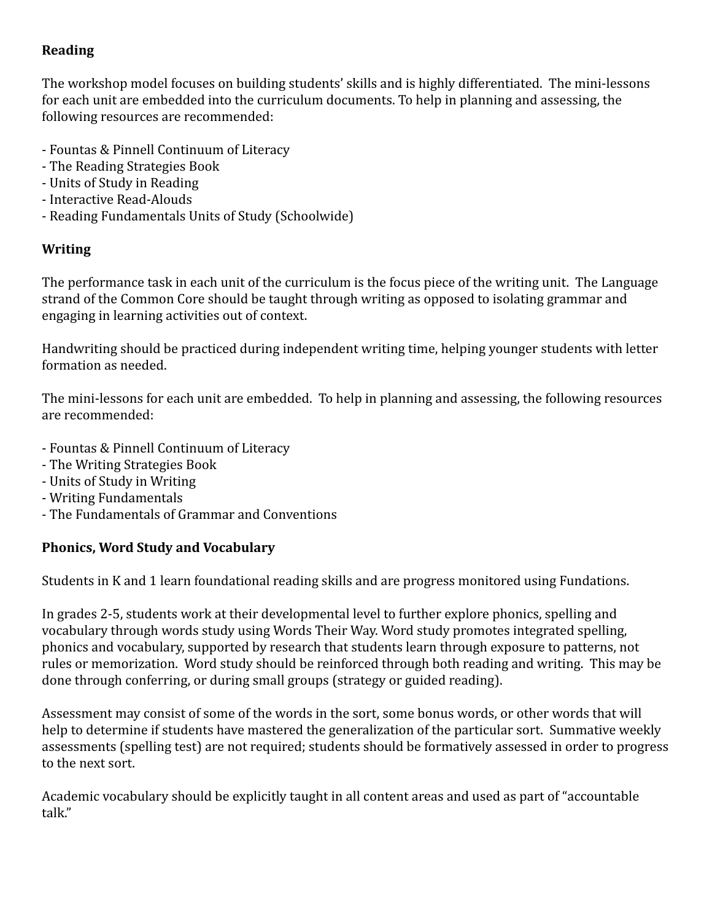**Reading**

The workshop model focuses on building students' skills and is highly differentiated. The mini-lessons for each unit are embedded into the curriculum documents. To help in planning and assessing, the following resources are recommended:

- Fountas & Pinnell Continuum of Literacy
- The Reading Strategies Book
- Units of Study in Reading
- Interactive Read-Alouds
- Reading Fundamentals Units of Study (Schoolwide)

**Writing**

The performance task in each unit of the curriculum is the focus piece of the writing unit. The Language strand of the Common Core should be taught through writing as opposed to isolating grammar and engaging in learning activities out of context.

Handwriting should be practiced during independent writing time, helping younger students with letter formation as needed.

The mini-lessons for each unit are embedded. To help in planning and assessing, the following resources are recommended:

- Fountas & Pinnell Continuum of Literacy
- The Writing Strategies Book
- Units of Study in Writing
- Writing Fundamentals
- The Fundamentals of Grammar and Conventions

**Phonics, Word Study and Vocabulary**

Students in K and 1 learn foundational reading skills and are progress monitored using Fundations.

In grades 2-5, students work at their developmental level to further explore phonics, spelling and vocabulary through words study using Words Their Way. Word study promotes integrated spelling, phonics and vocabulary, supported by research that students learn through exposure to patterns, not rules or memorization. Word study should be reinforced through both reading and writing. This may be done through conferring, or during small groups (strategy or guided reading).

Assessment may consist of some of the words in the sort, some bonus words, or other words that will help to determine if students have mastered the generalization of the particular sort. Summative weekly assessments (spelling test) are not required; students should be formatively assessed in order to progress to the next sort.

Academic vocabulary should be explicitly taught in all content areas and used as part of "accountable talk."